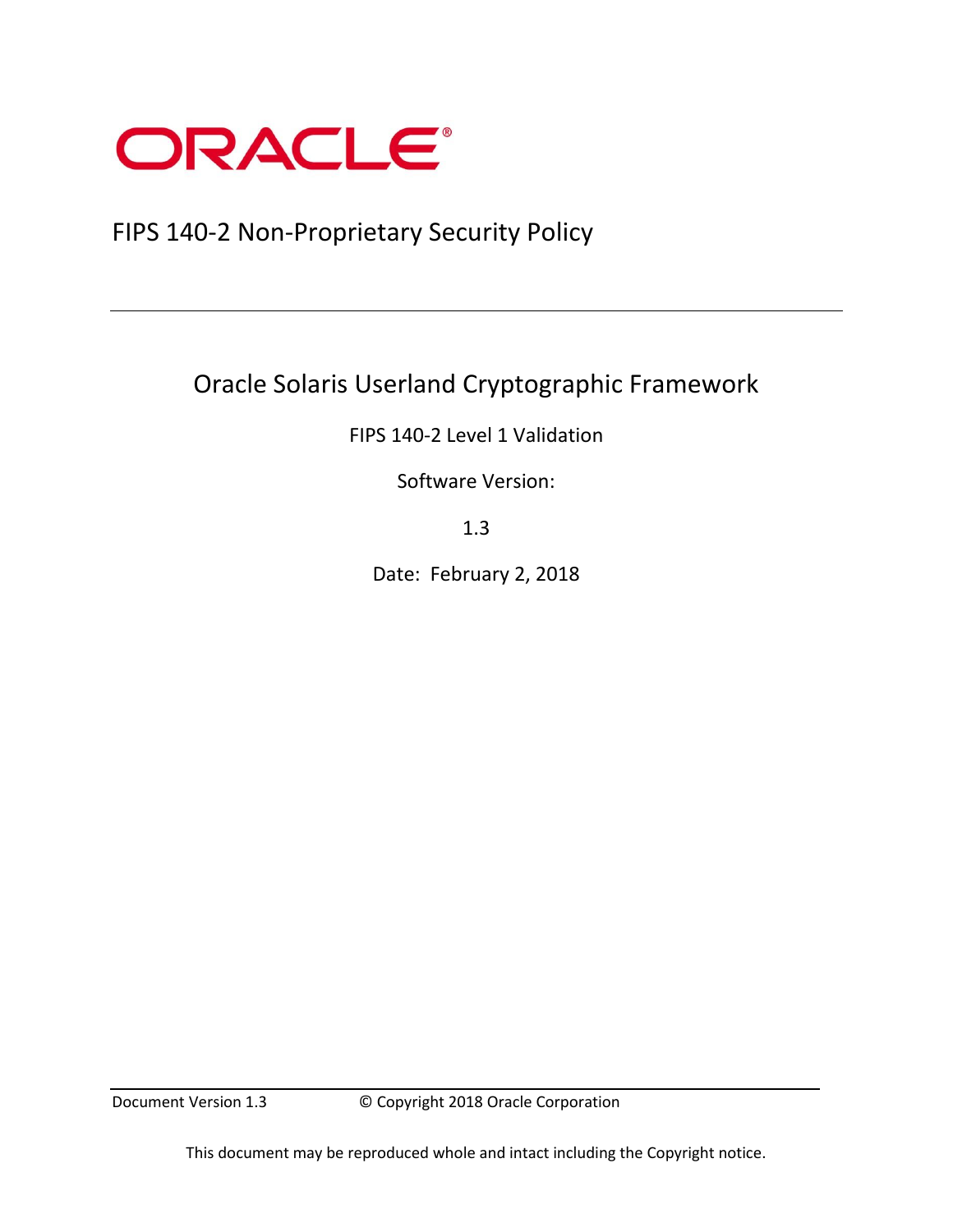ORACLE

# FIPS 140-2 Non-Proprietary Security Policy

## Oracle Solaris Userland Cryptographic Framework

FIPS 140-2 Level 1 Validation

Software Version:

1.3

Date: February 2, 2018

Document Version 1.3 © Copyright 2018 Oracle Corporation

This document may be reproduced whole and intact including the Copyright notice.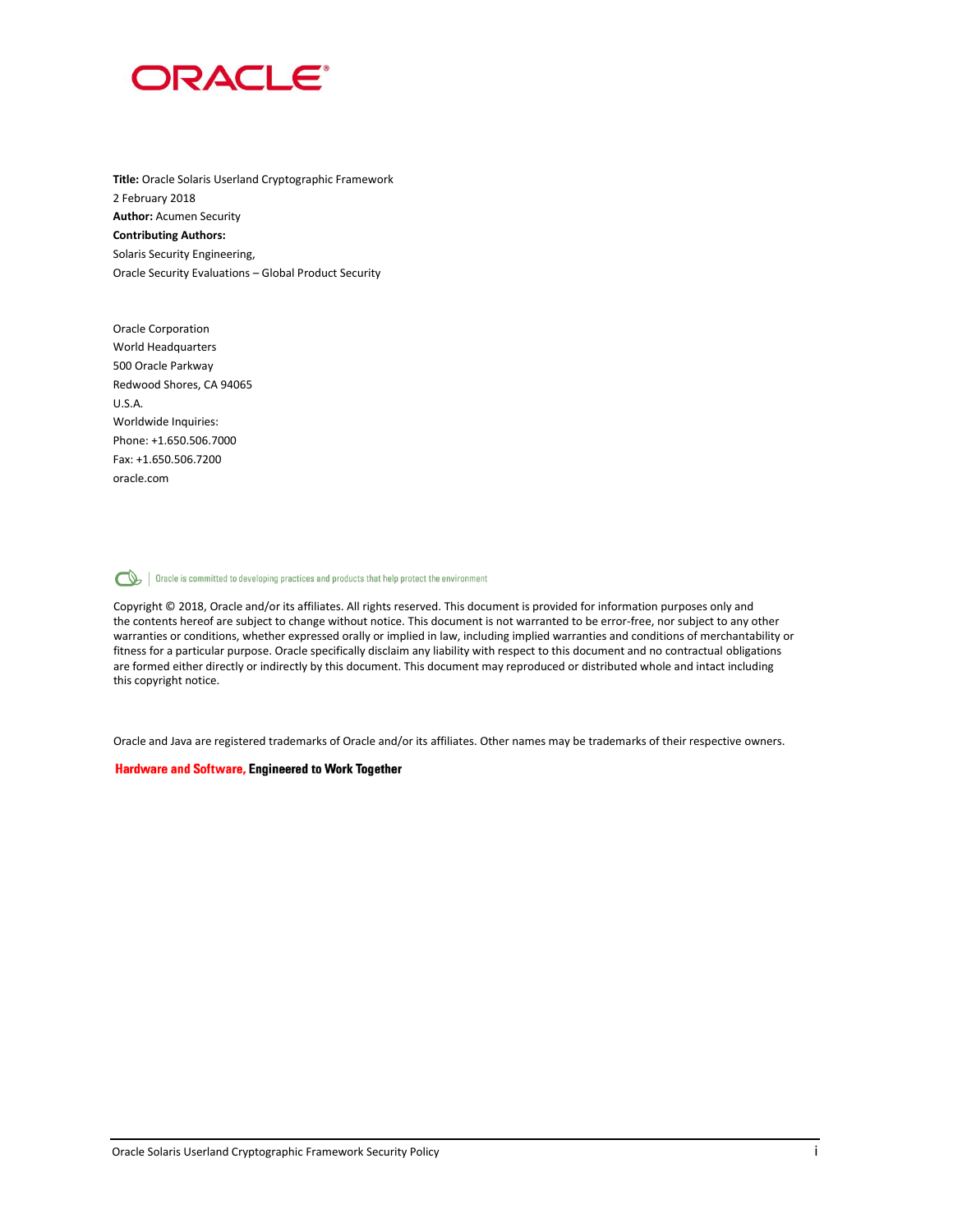**Title:** Oracle Solaris Userland Cryptographic Framework
2 February 2018
**Author:** Acumen Security
**Contributing Authors:**
Solaris Security Engineering,
Oracle Security Evaluations – Global Product Security

Oracle Corporation
World Headquarters
500 Oracle Parkway
Redwood Shores, CA 94065
U.S.A.
Worldwide Inquiries:
Phone: +1.650.506.7000
Fax: +1.650.506.7200
oracle.com

Oracle is committed to developing practices and products that help protect the environment

Copyright © 2018, Oracle and/or its affiliates. All rights reserved. This document is provided for information purposes only and the contents hereof are subject to change without notice. This document is not warranted to be error-free, nor subject to any other warranties or conditions, whether expressed orally or implied in law, including implied warranties and conditions of merchantability or fitness for a particular purpose. Oracle specifically disclaim any liability with respect to this document and no contractual obligations are formed either directly or indirectly by this document. This document may reproduced or distributed whole and intact including this copyright notice.

Oracle and Java are registered trademarks of Oracle and/or its affiliates. Other names may be trademarks of their respective owners.

**Hardware and Software, Engineered to Work Together**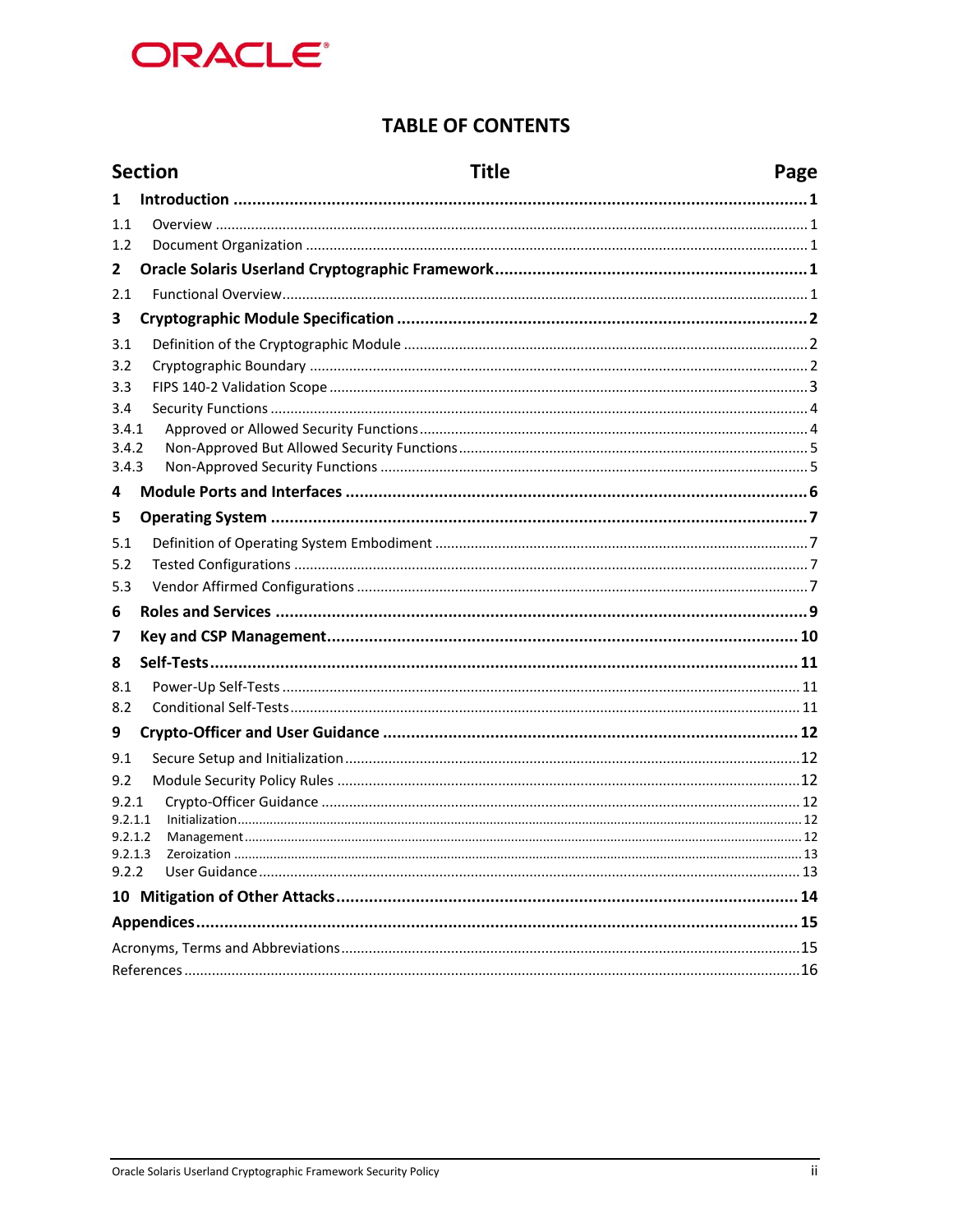# TABLE OF CONTENTS

| Section | Title | Page |
|---|---|---|
| **1** | **Introduction** | **1** |
| 1.1 | Overview | 1 |
| 1.2 | Document Organization | 1 |
| **2** | **Oracle Solaris Userland Cryptographic Framework** | **1** |
| 2.1 | Functional Overview | 1 |
| **3** | **Cryptographic Module Specification** | **2** |
| 3.1 | Definition of the Cryptographic Module | 2 |
| 3.2 | Cryptographic Boundary | 2 |
| 3.3 | FIPS 140-2 Validation Scope | 3 |
| 3.4 | Security Functions | 4 |
| 3.4.1 | Approved or Allowed Security Functions | 4 |
| 3.4.2 | Non-Approved But Allowed Security Functions | 5 |
| 3.4.3 | Non-Approved Security Functions | 5 |
| **4** | **Module Ports and Interfaces** | **6** |
| **5** | **Operating System** | **7** |
| 5.1 | Definition of Operating System Embodiment | 7 |
| 5.2 | Tested Configurations | 7 |
| 5.3 | Vendor Affirmed Configurations | 7 |
| **6** | **Roles and Services** | **9** |
| **7** | **Key and CSP Management** | **10** |
| **8** | **Self-Tests** | **11** |
| 8.1 | Power-Up Self-Tests | 11 |
| 8.2 | Conditional Self-Tests | 11 |
| **9** | **Crypto-Officer and User Guidance** | **12** |
| 9.1 | Secure Setup and Initialization | 12 |
| 9.2 | Module Security Policy Rules | 12 |
| 9.2.1 | Crypto-Officer Guidance | 12 |
| 9.2.1.1 | Initialization | 12 |
| 9.2.1.2 | Management | 12 |
| 9.2.1.3 | Zeroization | 13 |
| 9.2.2 | User Guidance | 13 |
| **10** | **Mitigation of Other Attacks** | **14** |
| **Appendices** | | **15** |
| Acronyms, Terms and Abbreviations | | 15 |
| References | | 16 |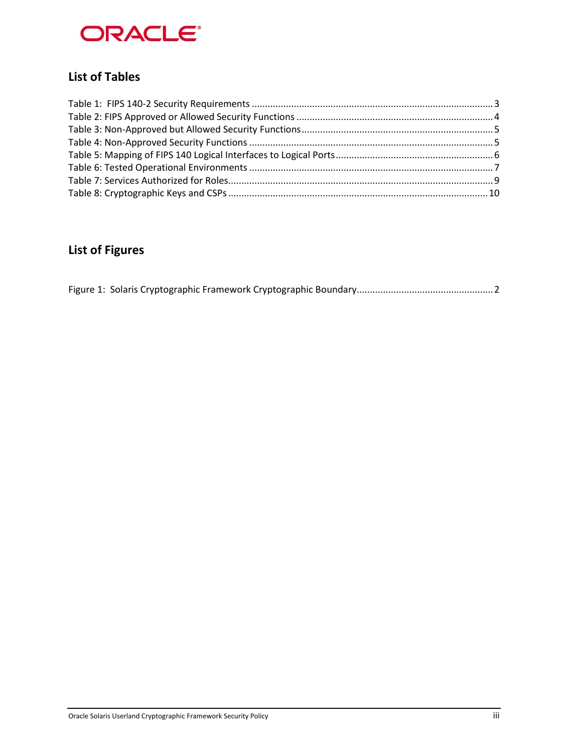## List of Tables

Table 1: FIPS 140-2 Security Requirements ........................................................................................... 3
Table 2: FIPS Approved or Allowed Security Functions .......................................................................... 4
Table 3: Non-Approved but Allowed Security Functions ......................................................................... 5
Table 4: Non-Approved Security Functions ............................................................................................ 5
Table 5: Mapping of FIPS 140 Logical Interfaces to Logical Ports ........................................................... 6
Table 6: Tested Operational Environments ............................................................................................ 7
Table 7: Services Authorized for Roles..................................................................................................... 9
Table 8: Cryptographic Keys and CSPs .................................................................................................. 10

## List of Figures

Figure 1: Solaris Cryptographic Framework Cryptographic Boundary.................................................... 2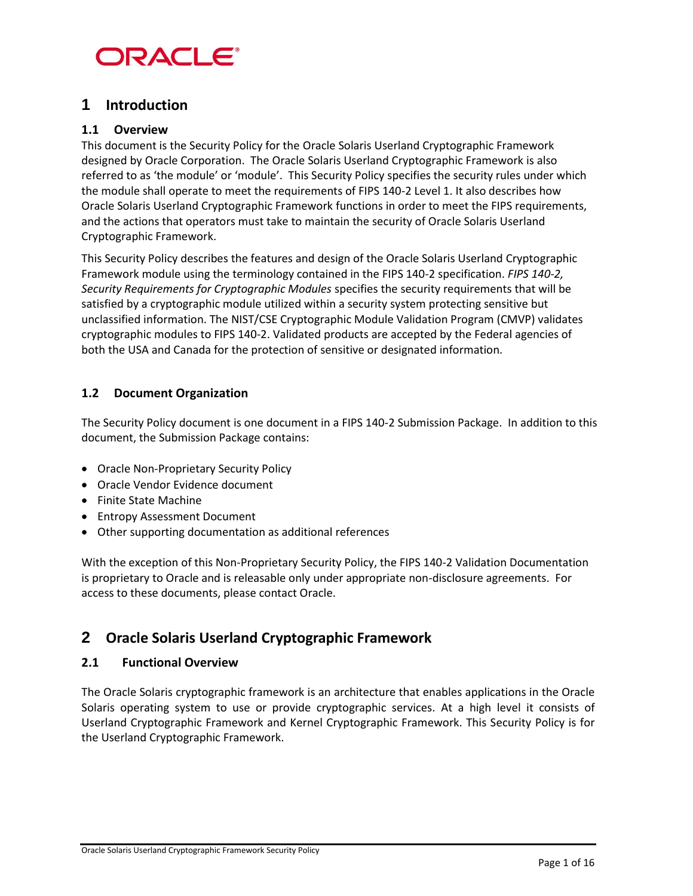# 1 Introduction

## 1.1 Overview

This document is the Security Policy for the Oracle Solaris Userland Cryptographic Framework designed by Oracle Corporation. The Oracle Solaris Userland Cryptographic Framework is also referred to as 'the module' or 'module'. This Security Policy specifies the security rules under which the module shall operate to meet the requirements of FIPS 140-2 Level 1. It also describes how Oracle Solaris Userland Cryptographic Framework functions in order to meet the FIPS requirements, and the actions that operators must take to maintain the security of Oracle Solaris Userland Cryptographic Framework.

This Security Policy describes the features and design of the Oracle Solaris Userland Cryptographic Framework module using the terminology contained in the FIPS 140-2 specification. *FIPS 140-2, Security Requirements for Cryptographic Modules* specifies the security requirements that will be satisfied by a cryptographic module utilized within a security system protecting sensitive but unclassified information. The NIST/CSE Cryptographic Module Validation Program (CMVP) validates cryptographic modules to FIPS 140-2. Validated products are accepted by the Federal agencies of both the USA and Canada for the protection of sensitive or designated information.

## 1.2 Document Organization

The Security Policy document is one document in a FIPS 140-2 Submission Package. In addition to this document, the Submission Package contains:

- Oracle Non-Proprietary Security Policy
- Oracle Vendor Evidence document
- Finite State Machine
- Entropy Assessment Document
- Other supporting documentation as additional references

With the exception of this Non-Proprietary Security Policy, the FIPS 140-2 Validation Documentation is proprietary to Oracle and is releasable only under appropriate non-disclosure agreements. For access to these documents, please contact Oracle.

# 2 Oracle Solaris Userland Cryptographic Framework

## 2.1 Functional Overview

The Oracle Solaris cryptographic framework is an architecture that enables applications in the Oracle Solaris operating system to use or provide cryptographic services. At a high level it consists of Userland Cryptographic Framework and Kernel Cryptographic Framework. This Security Policy is for the Userland Cryptographic Framework.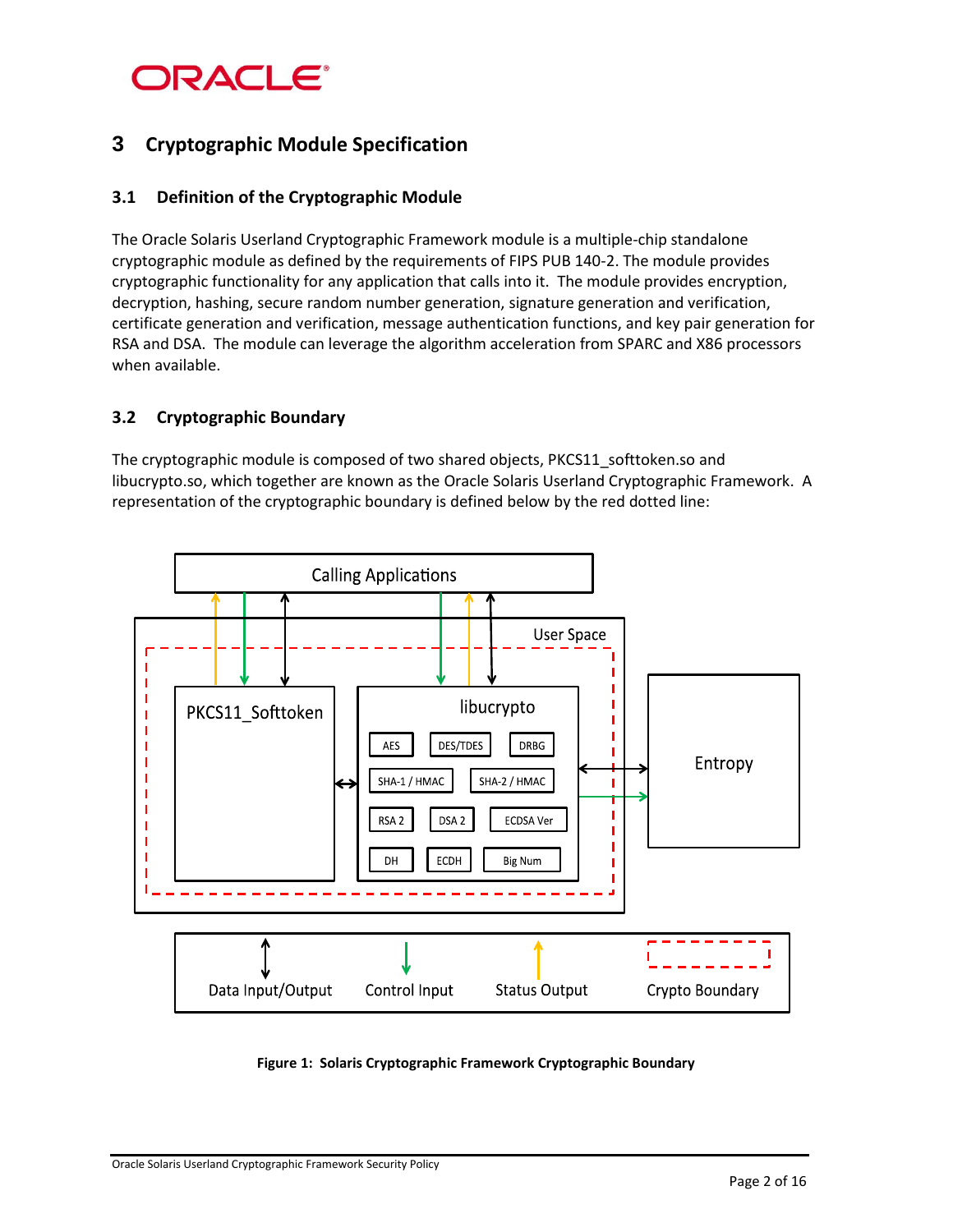# 3 Cryptographic Module Specification

## 3.1 Definition of the Cryptographic Module

The Oracle Solaris Userland Cryptographic Framework module is a multiple-chip standalone cryptographic module as defined by the requirements of FIPS PUB 140-2. The module provides cryptographic functionality for any application that calls into it. The module provides encryption, decryption, hashing, secure random number generation, signature generation and verification, certificate generation and verification, message authentication functions, and key pair generation for RSA and DSA. The module can leverage the algorithm acceleration from SPARC and X86 processors when available.

## 3.2 Cryptographic Boundary

The cryptographic module is composed of two shared objects, PKCS11_softtoken.so and libucrypto.so, which together are known as the Oracle Solaris Userland Cryptographic Framework. A representation of the cryptographic boundary is defined below by the red dotted line:

**Figure 1: Solaris Cryptographic Framework Cryptographic Boundary**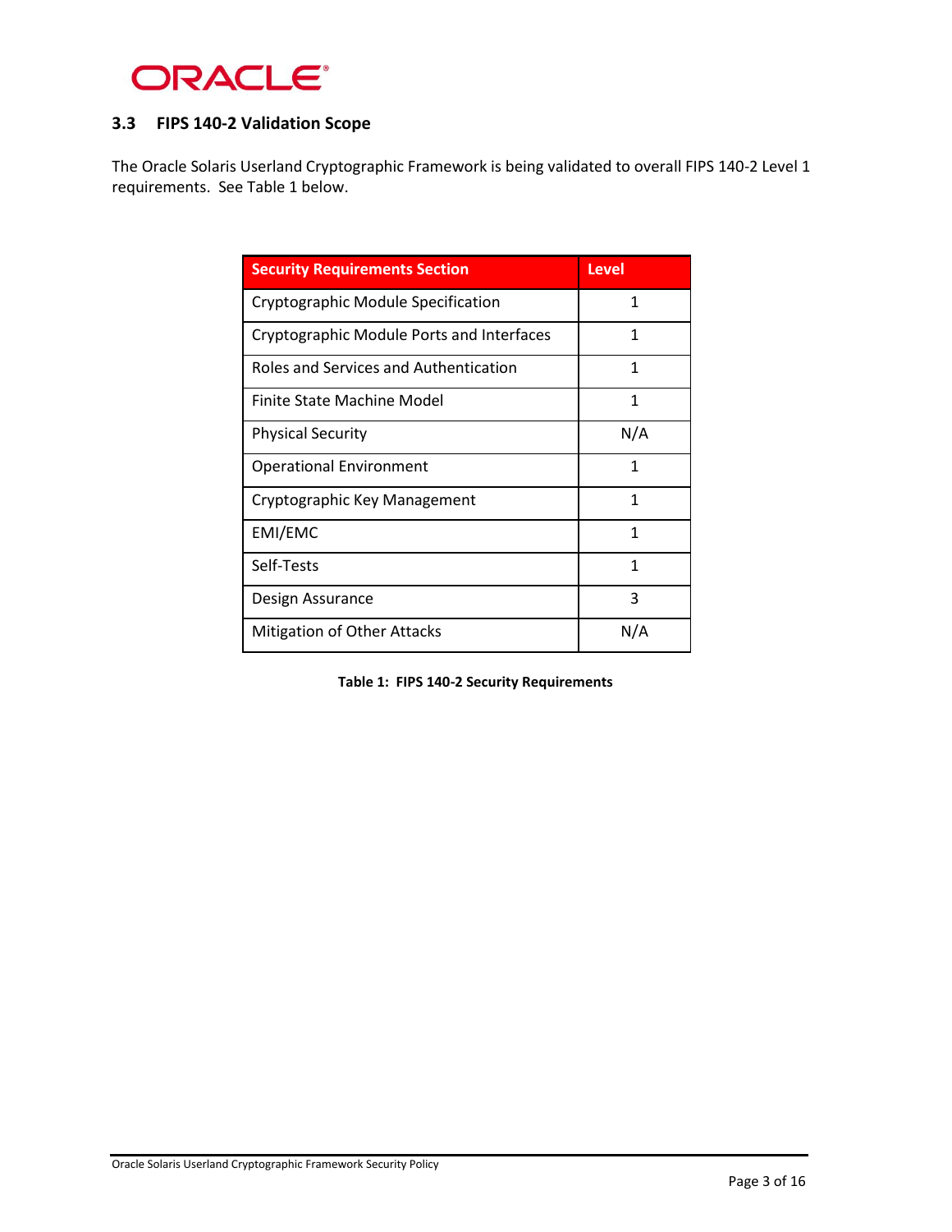### 3.3 FIPS 140-2 Validation Scope

The Oracle Solaris Userland Cryptographic Framework is being validated to overall FIPS 140-2 Level 1 requirements. See Table 1 below.

| Security Requirements Section | Level |
|---|---|
| Cryptographic Module Specification | 1 |
| Cryptographic Module Ports and Interfaces | 1 |
| Roles and Services and Authentication | 1 |
| Finite State Machine Model | 1 |
| Physical Security | N/A |
| Operational Environment | 1 |
| Cryptographic Key Management | 1 |
| EMI/EMC | 1 |
| Self-Tests | 1 |
| Design Assurance | 3 |
| Mitigation of Other Attacks | N/A |

**Table 1: FIPS 140-2 Security Requirements**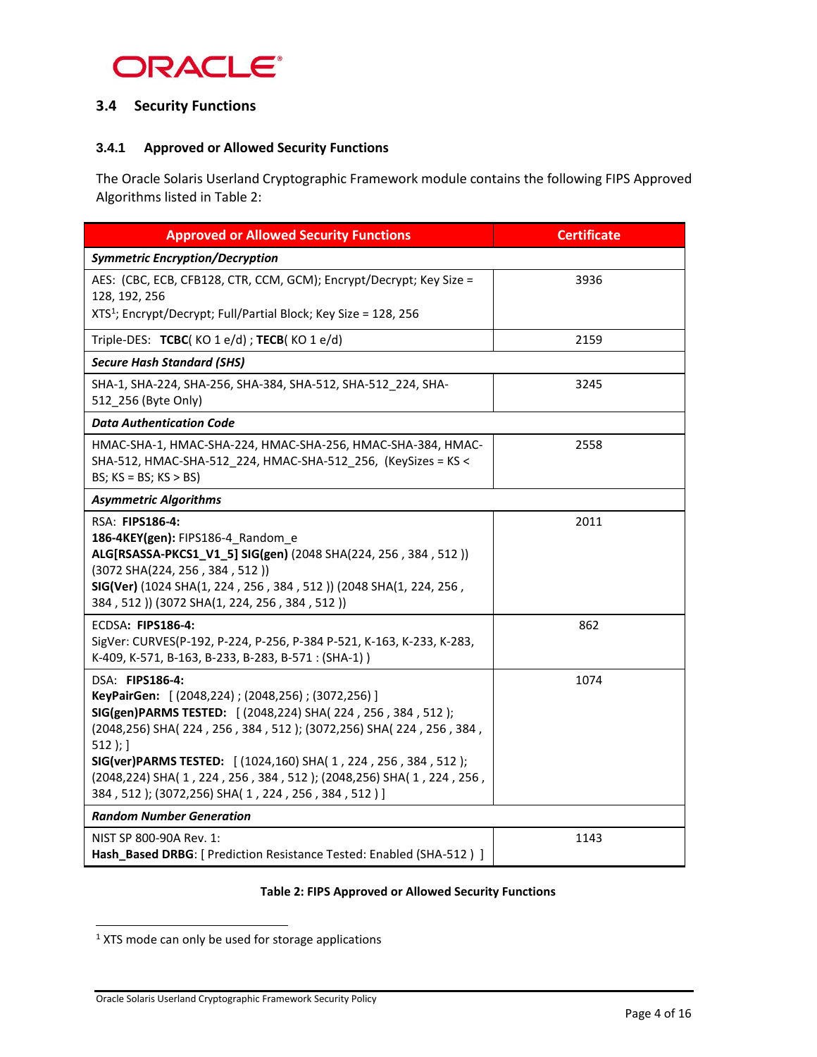## 3.4 Security Functions

### 3.4.1 Approved or Allowed Security Functions

The Oracle Solaris Userland Cryptographic Framework module contains the following FIPS Approved Algorithms listed in Table 2:

| Approved or Allowed Security Functions | Certificate |
|---|---|
| ***Symmetric Encryption/Decryption*** | |
| AES: (CBC, ECB, CFB128, CTR, CCM, GCM); Encrypt/Decrypt; Key Size = 128, 192, 256<br>XTS[1]; Encrypt/Decrypt; Full/Partial Block; Key Size = 128, 256 | 3936 |
| Triple-DES: **TCBC**( KO 1 e/d) ; **TECB**( KO 1 e/d) | 2159 |
| ***Secure Hash Standard (SHS)*** | |
| SHA-1, SHA-224, SHA-256, SHA-384, SHA-512, SHA-512_224, SHA-512_256 (Byte Only) | 3245 |
| ***Data Authentication Code*** | |
| HMAC-SHA-1, HMAC-SHA-224, HMAC-SHA-256, HMAC-SHA-384, HMAC-SHA-512, HMAC-SHA-512_224, HMAC-SHA-512_256, (KeySizes = KS < BS; KS = BS; KS > BS) | 2558 |
| ***Asymmetric Algorithms*** | |
| RSA: **FIPS186-4:**<br>**186-4KEY(gen):** FIPS186-4_Random_e<br>**ALG[RSASSA-PKCS1_V1_5] SIG(gen)** (2048 SHA(224, 256 , 384 , 512 )) (3072 SHA(224, 256 , 384 , 512 ))<br>**SIG(Ver)** (1024 SHA(1, 224 , 256 , 384 , 512 )) (2048 SHA(1, 224, 256 , 384 , 512 )) (3072 SHA(1, 224, 256 , 384 , 512 )) | 2011 |
| ECDSA: **FIPS186-4:**<br>SigVer: CURVES(P-192, P-224, P-256, P-384 P-521, K-163, K-233, K-283, K-409, K-571, B-163, B-233, B-283, B-571 : (SHA-1) ) | 862 |
| DSA: **FIPS186-4:**<br>**KeyPairGen:** [ (2048,224) ; (2048,256) ; (3072,256) ]<br>**SIG(gen)PARMS TESTED:** [ (2048,224) SHA( 224 , 256 , 384 , 512 ); (2048,256) SHA( 224 , 256 , 384 , 512 ); (3072,256) SHA( 224 , 256 , 384 , 512 ); ]<br>**SIG(ver)PARMS TESTED:** [ (1024,160) SHA( 1 , 224 , 256 , 384 , 512 ); (2048,224) SHA( 1 , 224 , 256 , 384 , 512 ); (2048,256) SHA( 1 , 224 , 256 , 384 , 512 ); (3072,256) SHA( 1 , 224 , 256 , 384 , 512 ) ] | 1074 |
| ***Random Number Generation*** | |
| NIST SP 800-90A Rev. 1:<br>**Hash_Based DRBG**: [ Prediction Resistance Tested: Enabled (SHA-512 ) ] | 1143 |

**Table 2: FIPS Approved or Allowed Security Functions**

[1] XTS mode can only be used for storage applications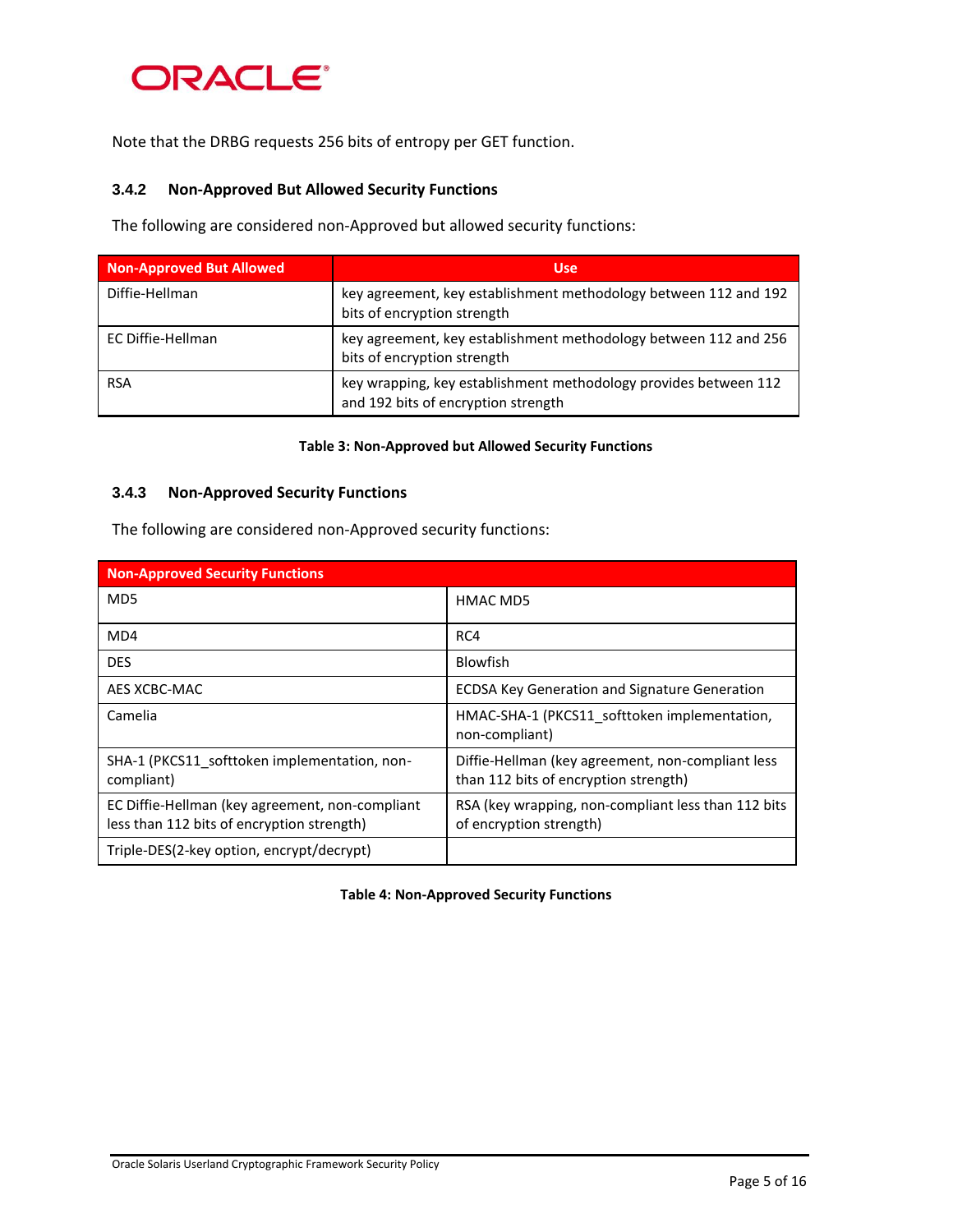Note that the DRBG requests 256 bits of entropy per GET function.

### 3.4.2 Non-Approved But Allowed Security Functions

The following are considered non-Approved but allowed security functions:

| Non-Approved But Allowed | Use |
|---|---|
| Diffie-Hellman | key agreement, key establishment methodology between 112 and 192 bits of encryption strength |
| EC Diffie-Hellman | key agreement, key establishment methodology between 112 and 256 bits of encryption strength |
| RSA | key wrapping, key establishment methodology provides between 112 and 192 bits of encryption strength |

**Table 3: Non-Approved but Allowed Security Functions**

### 3.4.3 Non-Approved Security Functions

The following are considered non-Approved security functions:

| Non-Approved Security Functions | |
|---|---|
| MD5 | HMAC MD5 |
| MD4 | RC4 |
| DES | Blowfish |
| AES XCBC-MAC | ECDSA Key Generation and Signature Generation |
| Camelia | HMAC-SHA-1 (PKCS11_softtoken implementation, non-compliant) |
| SHA-1 (PKCS11_softtoken implementation, non-compliant) | Diffie-Hellman (key agreement, non-compliant less than 112 bits of encryption strength) |
| EC Diffie-Hellman (key agreement, non-compliant less than 112 bits of encryption strength) | RSA (key wrapping, non-compliant less than 112 bits of encryption strength) |
| Triple-DES(2-key option, encrypt/decrypt) | |

**Table 4: Non-Approved Security Functions**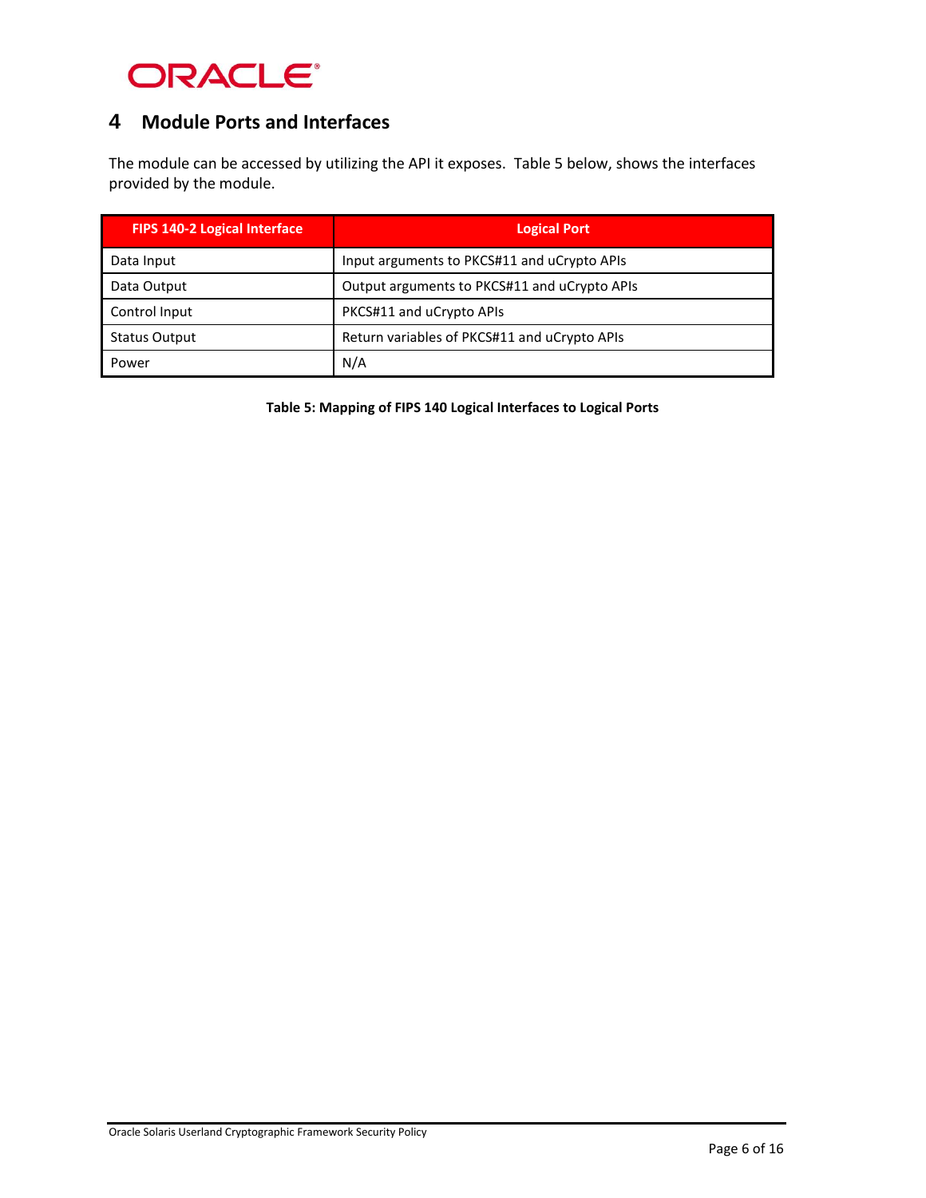# 4 Module Ports and Interfaces

The module can be accessed by utilizing the API it exposes. Table 5 below, shows the interfaces provided by the module.

| FIPS 140-2 Logical Interface | Logical Port |
|---|---|
| Data Input | Input arguments to PKCS#11 and uCrypto APIs |
| Data Output | Output arguments to PKCS#11 and uCrypto APIs |
| Control Input | PKCS#11 and uCrypto APIs |
| Status Output | Return variables of PKCS#11 and uCrypto APIs |
| Power | N/A |

**Table 5: Mapping of FIPS 140 Logical Interfaces to Logical Ports**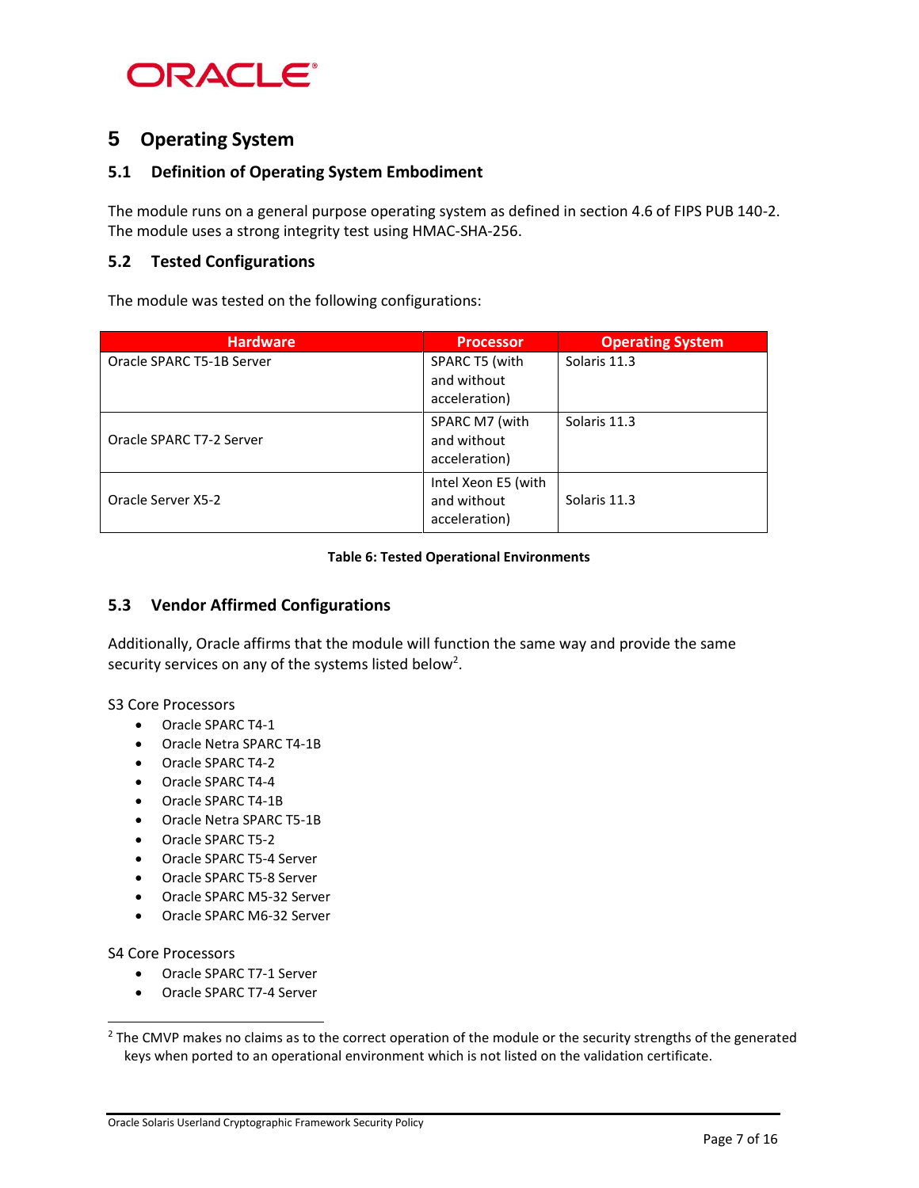# 5 Operating System

## 5.1 Definition of Operating System Embodiment

The module runs on a general purpose operating system as defined in section 4.6 of FIPS PUB 140-2. The module uses a strong integrity test using HMAC-SHA-256.

## 5.2 Tested Configurations

The module was tested on the following configurations:

| Hardware | Processor | Operating System |
|---|---|---|
| Oracle SPARC T5-1B Server | SPARC T5 (with and without acceleration) | Solaris 11.3 |
| Oracle SPARC T7-2 Server | SPARC M7 (with and without acceleration) | Solaris 11.3 |
| Oracle Server X5-2 | Intel Xeon E5 (with and without acceleration) | Solaris 11.3 |

**Table 6: Tested Operational Environments**

## 5.3 Vendor Affirmed Configurations

Additionally, Oracle affirms that the module will function the same way and provide the same security services on any of the systems listed below[2].

S3 Core Processors

- Oracle SPARC T4-1
- Oracle Netra SPARC T4-1B
- Oracle SPARC T4-2
- Oracle SPARC T4-4
- Oracle SPARC T4-1B
- Oracle Netra SPARC T5-1B
- Oracle SPARC T5-2
- Oracle SPARC T5-4 Server
- Oracle SPARC T5-8 Server
- Oracle SPARC M5-32 Server
- Oracle SPARC M6-32 Server

S4 Core Processors

- Oracle SPARC T7-1 Server
- Oracle SPARC T7-4 Server

[2] The CMVP makes no claims as to the correct operation of the module or the security strengths of the generated keys when ported to an operational environment which is not listed on the validation certificate.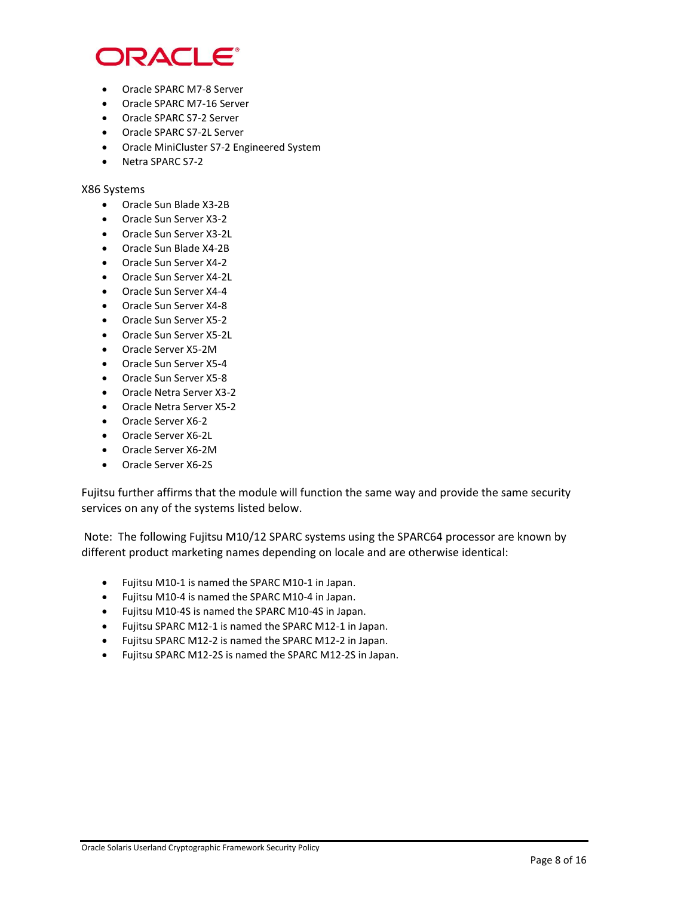- Oracle SPARC M7-8 Server
- Oracle SPARC M7-16 Server
- Oracle SPARC S7-2 Server
- Oracle SPARC S7-2L Server
- Oracle MiniCluster S7-2 Engineered System
- Netra SPARC S7-2

X86 Systems

- Oracle Sun Blade X3-2B
- Oracle Sun Server X3-2
- Oracle Sun Server X3-2L
- Oracle Sun Blade X4-2B
- Oracle Sun Server X4-2
- Oracle Sun Server X4-2L
- Oracle Sun Server X4-4
- Oracle Sun Server X4-8
- Oracle Sun Server X5-2
- Oracle Sun Server X5-2L
- Oracle Server X5-2M
- Oracle Sun Server X5-4
- Oracle Sun Server X5-8
- Oracle Netra Server X3-2
- Oracle Netra Server X5-2
- Oracle Server X6-2
- Oracle Server X6-2L
- Oracle Server X6-2M
- Oracle Server X6-2S

Fujitsu further affirms that the module will function the same way and provide the same security services on any of the systems listed below.

Note: The following Fujitsu M10/12 SPARC systems using the SPARC64 processor are known by different product marketing names depending on locale and are otherwise identical:

- Fujitsu M10-1 is named the SPARC M10-1 in Japan.
- Fujitsu M10-4 is named the SPARC M10-4 in Japan.
- Fujitsu M10-4S is named the SPARC M10-4S in Japan.
- Fujitsu SPARC M12-1 is named the SPARC M12-1 in Japan.
- Fujitsu SPARC M12-2 is named the SPARC M12-2 in Japan.
- Fujitsu SPARC M12-2S is named the SPARC M12-2S in Japan.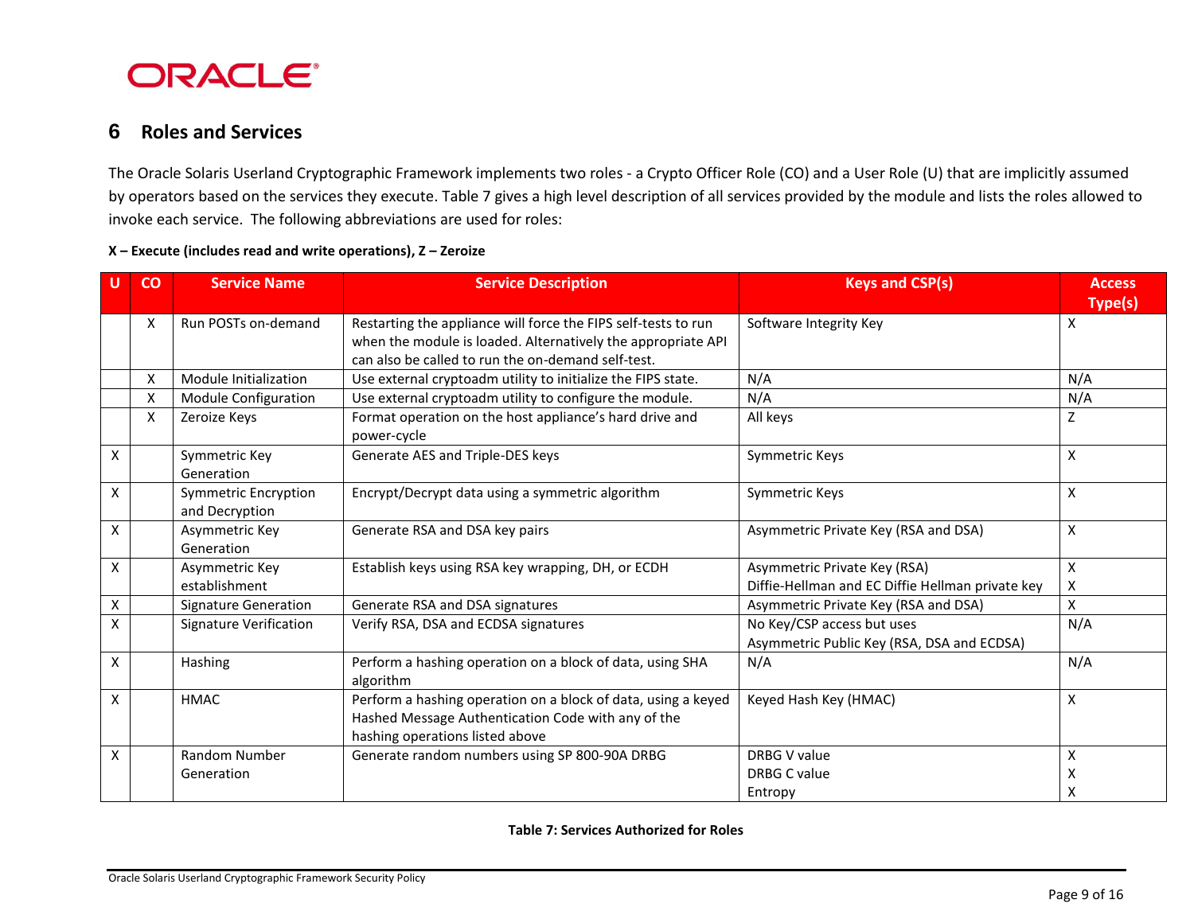## 6 Roles and Services

The Oracle Solaris Userland Cryptographic Framework implements two roles - a Crypto Officer Role (CO) and a User Role (U) that are implicitly assumed by operators based on the services they execute. Table 7 gives a high level description of all services provided by the module and lists the roles allowed to invoke each service. The following abbreviations are used for roles:

**X – Execute (includes read and write operations), Z – Zeroize**

| U | CO | Service Name | Service Description | Keys and CSP(s) | Access Type(s) |
|---|---|---|---|---|---|
| | X | Run POSTs on-demand | Restarting the appliance will force the FIPS self-tests to run when the module is loaded. Alternatively the appropriate API can also be called to run the on-demand self-test. | Software Integrity Key | X |
| | X | Module Initialization | Use external cryptoadm utility to initialize the FIPS state. | N/A | N/A |
| | X | Module Configuration | Use external cryptoadm utility to configure the module. | N/A | N/A |
| | X | Zeroize Keys | Format operation on the host appliance's hard drive and power-cycle | All keys | Z |
| X | | Symmetric Key Generation | Generate AES and Triple-DES keys | Symmetric Keys | X |
| X | | Symmetric Encryption and Decryption | Encrypt/Decrypt data using a symmetric algorithm | Symmetric Keys | X |
| X | | Asymmetric Key Generation | Generate RSA and DSA key pairs | Asymmetric Private Key (RSA and DSA) | X |
| X | | Asymmetric Key establishment | Establish keys using RSA key wrapping, DH, or ECDH | Asymmetric Private Key (RSA)<br>Diffie-Hellman and EC Diffie Hellman private key | X<br>X |
| X | | Signature Generation | Generate RSA and DSA signatures | Asymmetric Private Key (RSA and DSA) | X |
| X | | Signature Verification | Verify RSA, DSA and ECDSA signatures | No Key/CSP access but uses Asymmetric Public Key (RSA, DSA and ECDSA) | N/A |
| X | | Hashing | Perform a hashing operation on a block of data, using SHA algorithm | N/A | N/A |
| X | | HMAC | Perform a hashing operation on a block of data, using a keyed Hashed Message Authentication Code with any of the hashing operations listed above | Keyed Hash Key (HMAC) | X |
| X | | Random Number Generation | Generate random numbers using SP 800-90A DRBG | DRBG V value<br>DRBG C value<br>Entropy | X<br>X<br>X |

**Table 7: Services Authorized for Roles**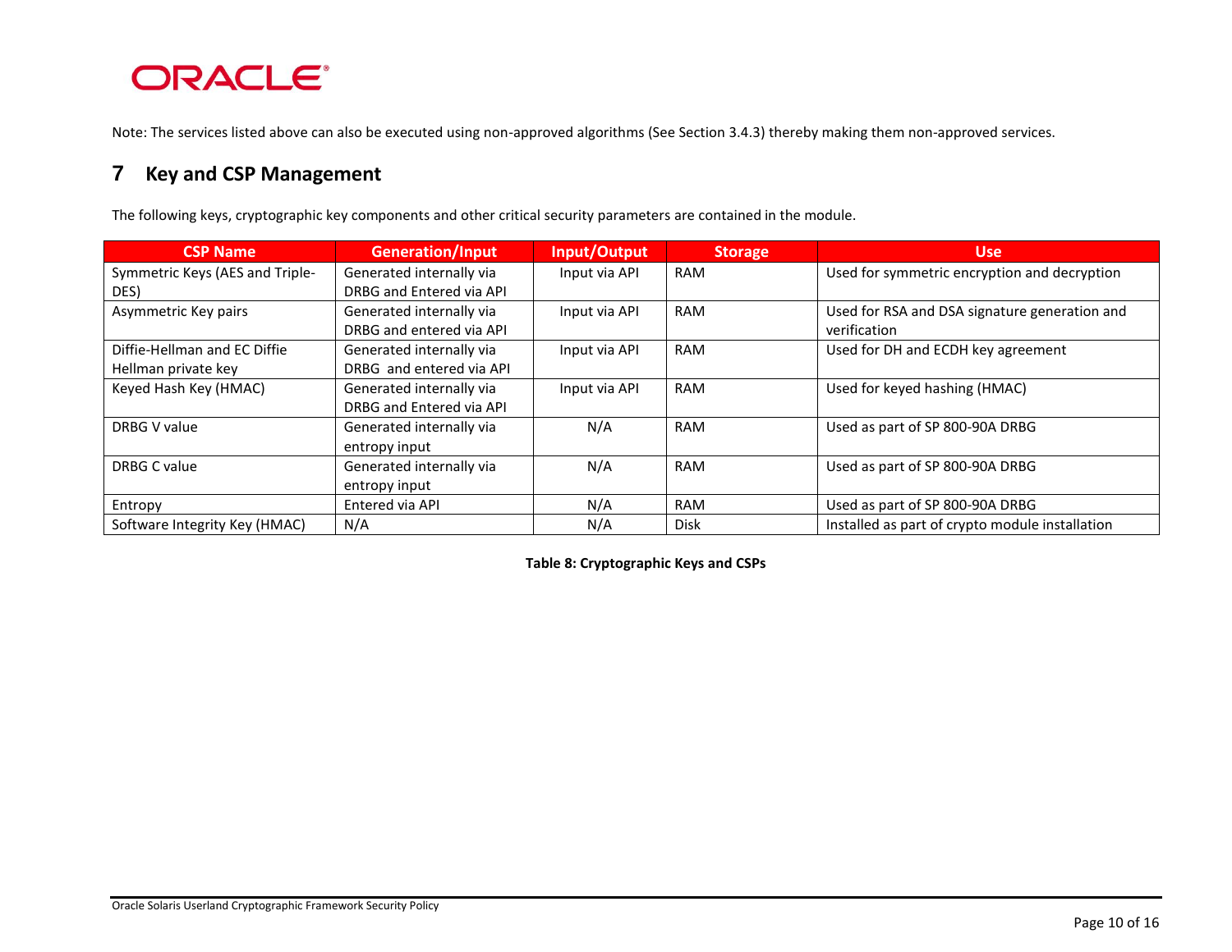Note: The services listed above can also be executed using non-approved algorithms (See Section 3.4.3) thereby making them non-approved services.

# 7 Key and CSP Management

The following keys, cryptographic key components and other critical security parameters are contained in the module.

| CSP Name | Generation/Input | Input/Output | Storage | Use |
|---|---|---|---|---|
| Symmetric Keys (AES and Triple-DES) | Generated internally via DRBG and Entered via API | Input via API | RAM | Used for symmetric encryption and decryption |
| Asymmetric Key pairs | Generated internally via DRBG and entered via API | Input via API | RAM | Used for RSA and DSA signature generation and verification |
| Diffie-Hellman and EC Diffie Hellman private key | Generated internally via DRBG and entered via API | Input via API | RAM | Used for DH and ECDH key agreement |
| Keyed Hash Key (HMAC) | Generated internally via DRBG and Entered via API | Input via API | RAM | Used for keyed hashing (HMAC) |
| DRBG V value | Generated internally via entropy input | N/A | RAM | Used as part of SP 800-90A DRBG |
| DRBG C value | Generated internally via entropy input | N/A | RAM | Used as part of SP 800-90A DRBG |
| Entropy | Entered via API | N/A | RAM | Used as part of SP 800-90A DRBG |
| Software Integrity Key (HMAC) | N/A | N/A | Disk | Installed as part of crypto module installation |

**Table 8: Cryptographic Keys and CSPs**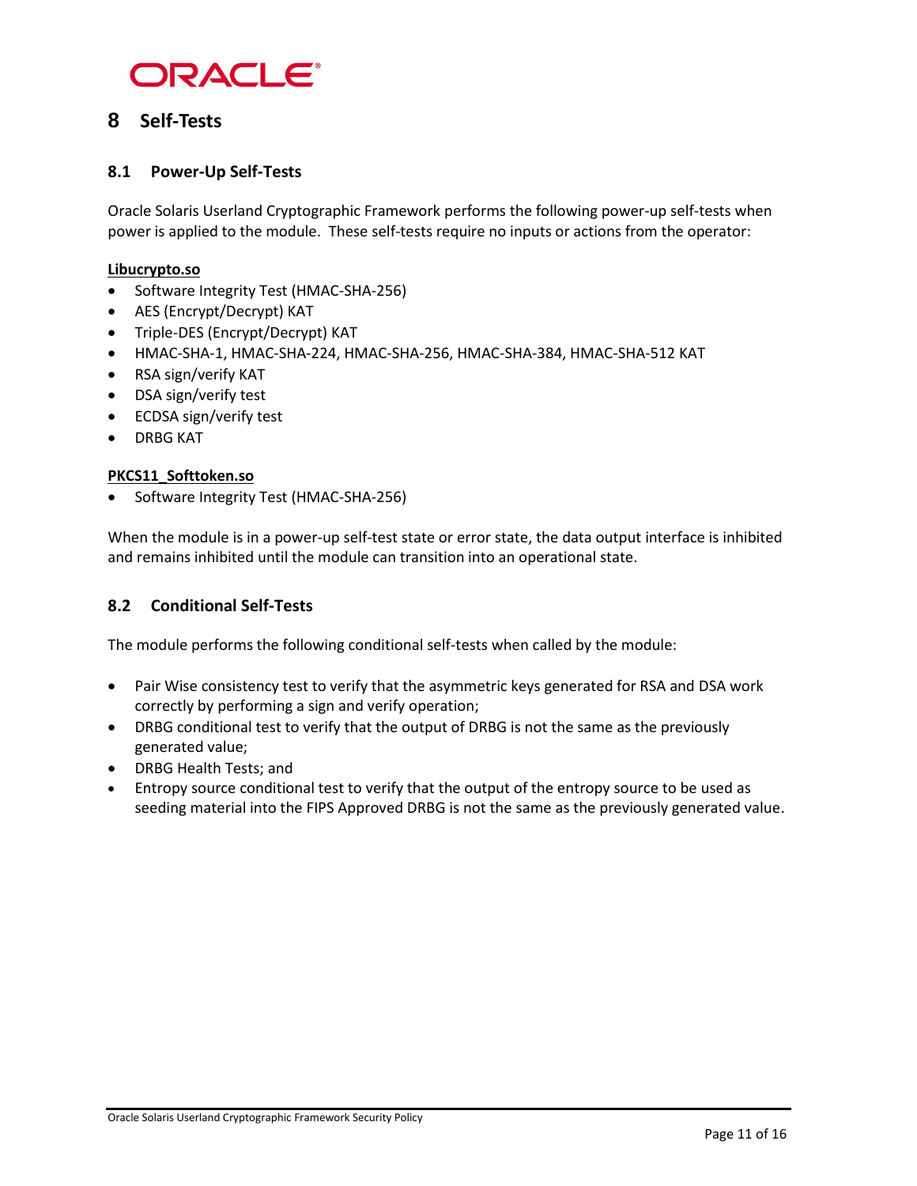# 8 Self-Tests

## 8.1 Power-Up Self-Tests

Oracle Solaris Userland Cryptographic Framework performs the following power-up self-tests when power is applied to the module. These self-tests require no inputs or actions from the operator:

**Libucrypto.so**

- Software Integrity Test (HMAC-SHA-256)
- AES (Encrypt/Decrypt) KAT
- Triple-DES (Encrypt/Decrypt) KAT
- HMAC-SHA-1, HMAC-SHA-224, HMAC-SHA-256, HMAC-SHA-384, HMAC-SHA-512 KAT
- RSA sign/verify KAT
- DSA sign/verify test
- ECDSA sign/verify test
- DRBG KAT

**PKCS11_Softtoken.so**

- Software Integrity Test (HMAC-SHA-256)

When the module is in a power-up self-test state or error state, the data output interface is inhibited and remains inhibited until the module can transition into an operational state.

## 8.2 Conditional Self-Tests

The module performs the following conditional self-tests when called by the module:

- Pair Wise consistency test to verify that the asymmetric keys generated for RSA and DSA work correctly by performing a sign and verify operation;
- DRBG conditional test to verify that the output of DRBG is not the same as the previously generated value;
- DRBG Health Tests; and
- Entropy source conditional test to verify that the output of the entropy source to be used as seeding material into the FIPS Approved DRBG is not the same as the previously generated value.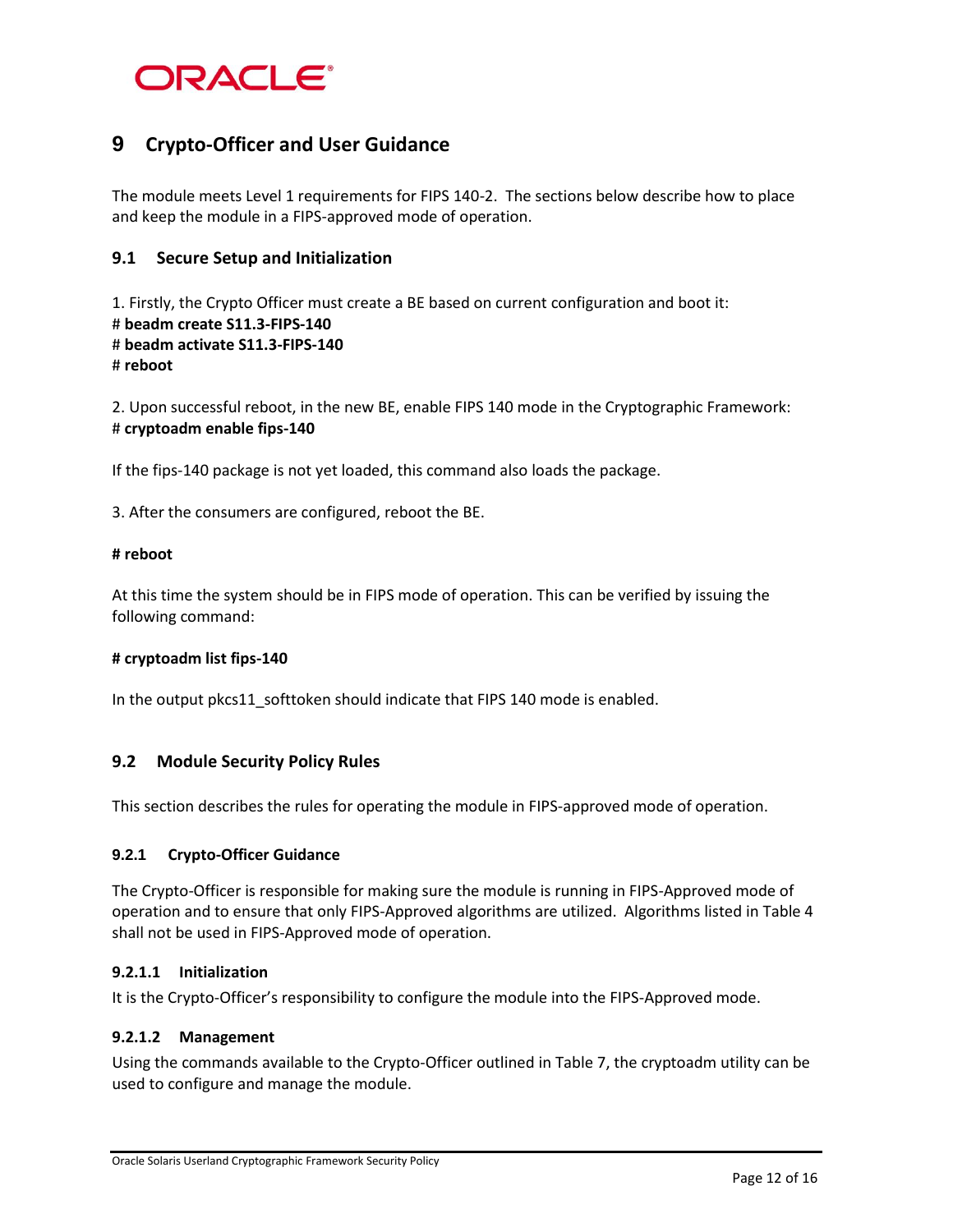# 9 Crypto-Officer and User Guidance

The module meets Level 1 requirements for FIPS 140-2. The sections below describe how to place and keep the module in a FIPS-approved mode of operation.

## 9.1 Secure Setup and Initialization

1. Firstly, the Crypto Officer must create a BE based on current configuration and boot it:
# **beadm create S11.3-FIPS-140**
# **beadm activate S11.3-FIPS-140**
# **reboot**

2. Upon successful reboot, in the new BE, enable FIPS 140 mode in the Cryptographic Framework:
# **cryptoadm enable fips-140**

If the fips-140 package is not yet loaded, this command also loads the package.

3. After the consumers are configured, reboot the BE.

**# reboot**

At this time the system should be in FIPS mode of operation. This can be verified by issuing the following command:

**# cryptoadm list fips-140**

In the output pkcs11_softtoken should indicate that FIPS 140 mode is enabled.

## 9.2 Module Security Policy Rules

This section describes the rules for operating the module in FIPS-approved mode of operation.

### 9.2.1 Crypto-Officer Guidance

The Crypto-Officer is responsible for making sure the module is running in FIPS-Approved mode of operation and to ensure that only FIPS-Approved algorithms are utilized. Algorithms listed in Table 4 shall not be used in FIPS-Approved mode of operation.

#### 9.2.1.1 Initialization

It is the Crypto-Officer's responsibility to configure the module into the FIPS-Approved mode.

#### 9.2.1.2 Management

Using the commands available to the Crypto-Officer outlined in Table 7, the cryptoadm utility can be used to configure and manage the module.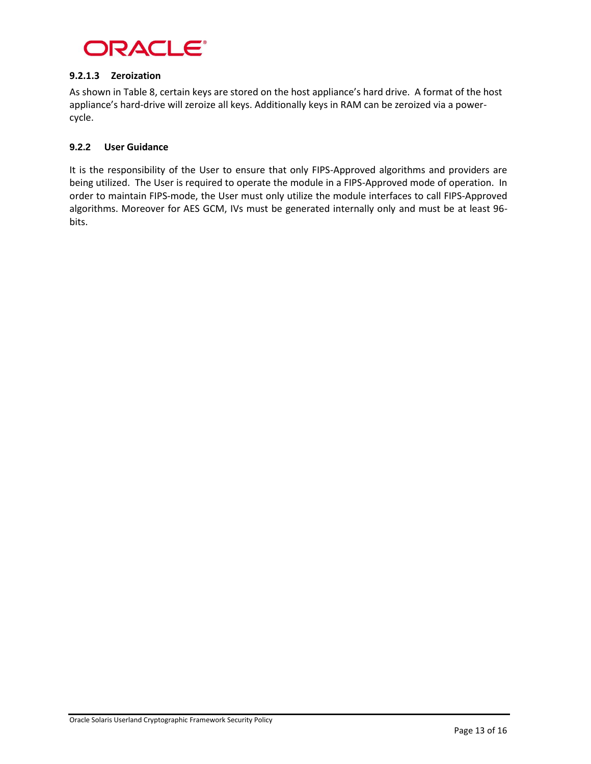#### 9.2.1.3 Zeroization

As shown in Table 8, certain keys are stored on the host appliance's hard drive. A format of the host appliance's hard-drive will zeroize all keys. Additionally keys in RAM can be zeroized via a power-cycle.

### 9.2.2 User Guidance

It is the responsibility of the User to ensure that only FIPS-Approved algorithms and providers are being utilized. The User is required to operate the module in a FIPS-Approved mode of operation. In order to maintain FIPS-mode, the User must only utilize the module interfaces to call FIPS-Approved algorithms. Moreover for AES GCM, IVs must be generated internally only and must be at least 96-bits.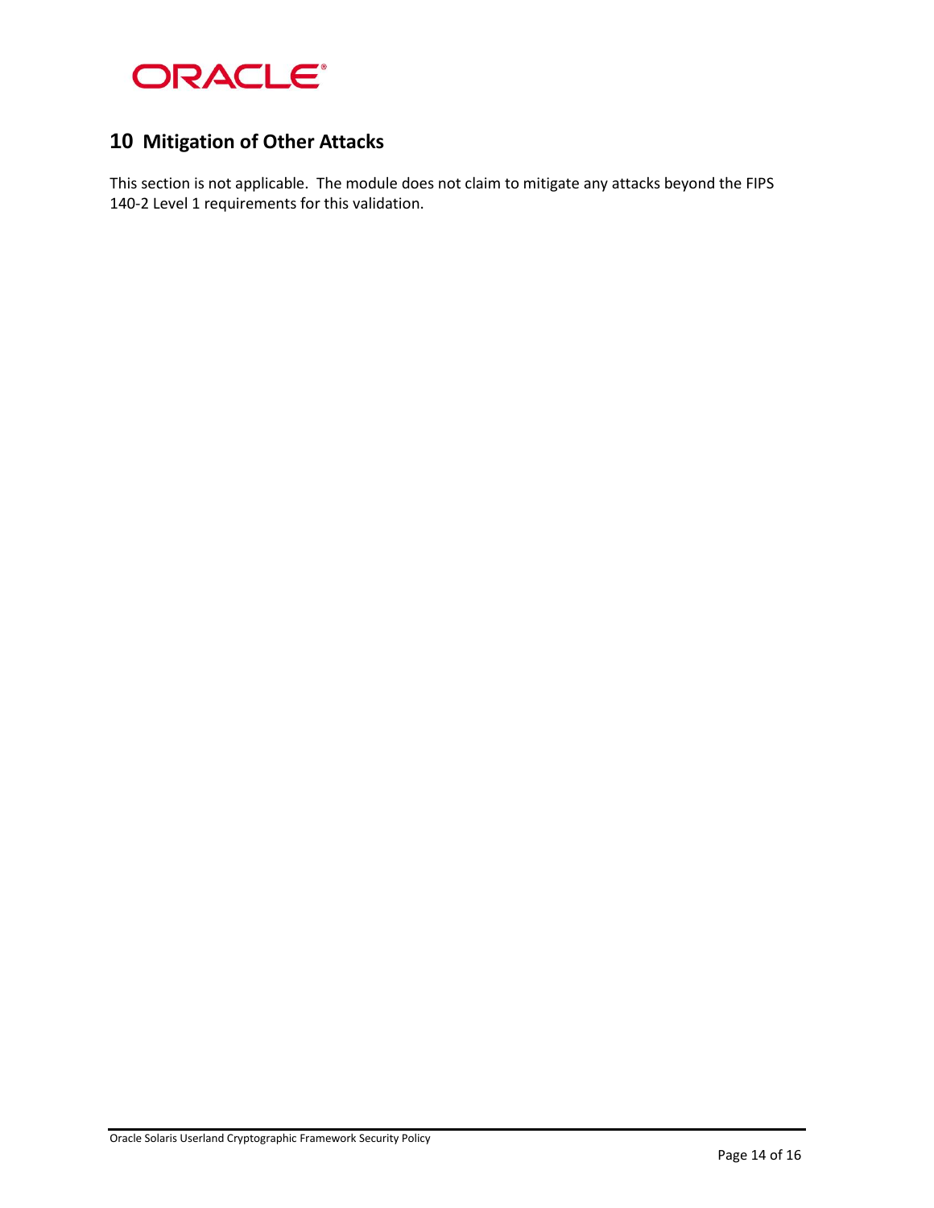# 10 Mitigation of Other Attacks

This section is not applicable. The module does not claim to mitigate any attacks beyond the FIPS 140-2 Level 1 requirements for this validation.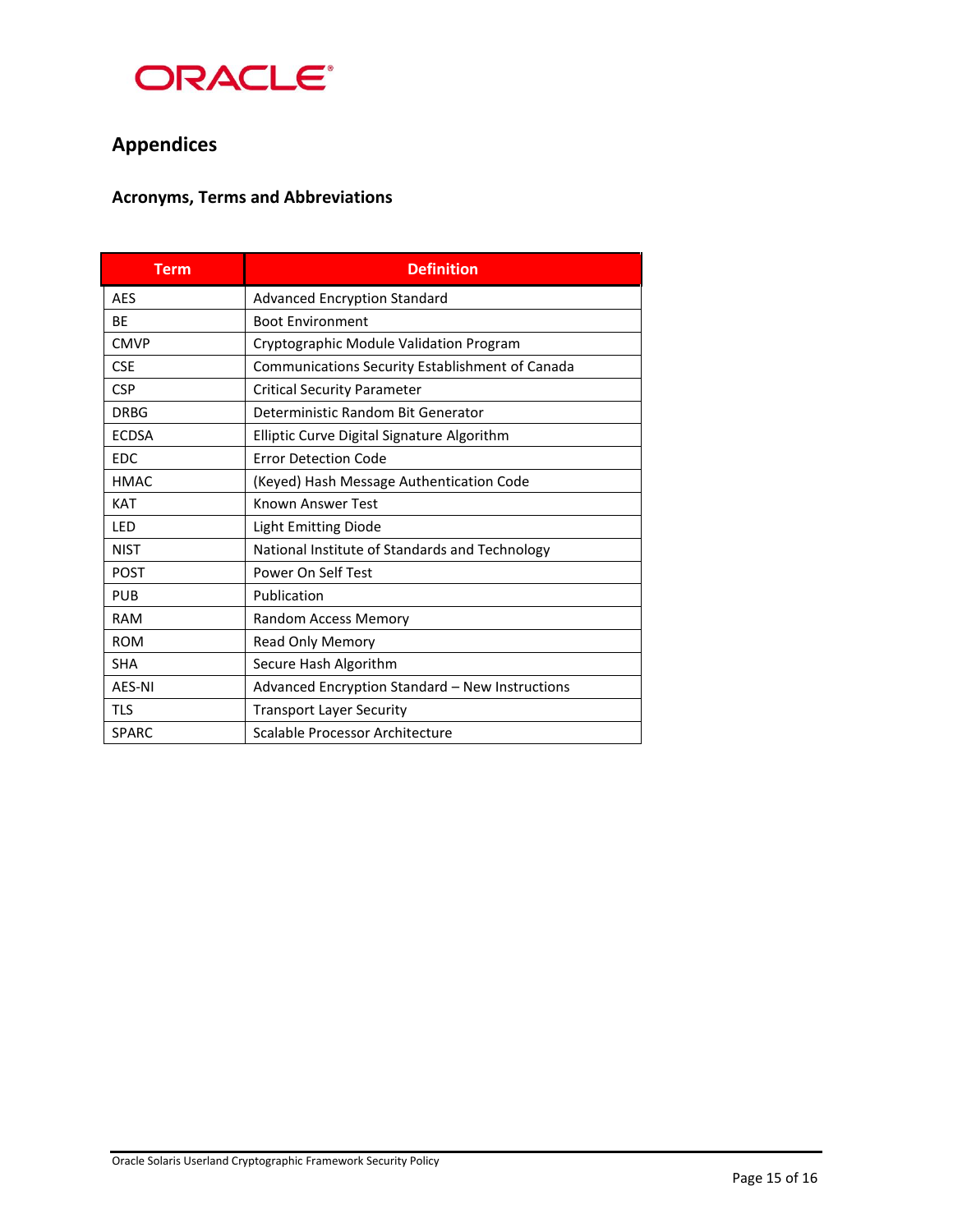# Appendices

## Acronyms, Terms and Abbreviations

| Term | Definition |
|---|---|
| AES | Advanced Encryption Standard |
| BE | Boot Environment |
| CMVP | Cryptographic Module Validation Program |
| CSE | Communications Security Establishment of Canada |
| CSP | Critical Security Parameter |
| DRBG | Deterministic Random Bit Generator |
| ECDSA | Elliptic Curve Digital Signature Algorithm |
| EDC | Error Detection Code |
| HMAC | (Keyed) Hash Message Authentication Code |
| KAT | Known Answer Test |
| LED | Light Emitting Diode |
| NIST | National Institute of Standards and Technology |
| POST | Power On Self Test |
| PUB | Publication |
| RAM | Random Access Memory |
| ROM | Read Only Memory |
| SHA | Secure Hash Algorithm |
| AES-NI | Advanced Encryption Standard – New Instructions |
| TLS | Transport Layer Security |
| SPARC | Scalable Processor Architecture |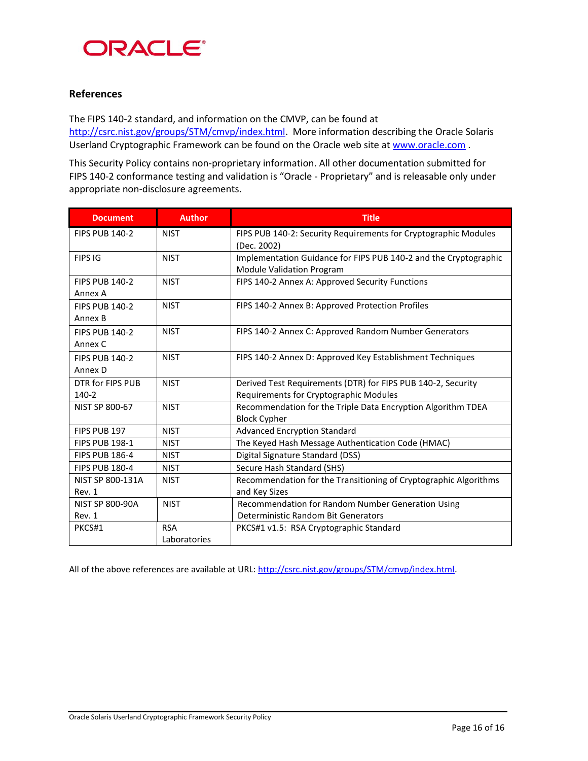## References

The FIPS 140-2 standard, and information on the CMVP, can be found at http://csrc.nist.gov/groups/STM/cmvp/index.html. More information describing the Oracle Solaris Userland Cryptographic Framework can be found on the Oracle web site at www.oracle.com .

This Security Policy contains non-proprietary information. All other documentation submitted for FIPS 140-2 conformance testing and validation is "Oracle - Proprietary" and is releasable only under appropriate non-disclosure agreements.

| Document | Author | Title |
| --- | --- | --- |
| FIPS PUB 140-2 | NIST | FIPS PUB 140-2: Security Requirements for Cryptographic Modules (Dec. 2002) |
| FIPS IG | NIST | Implementation Guidance for FIPS PUB 140-2 and the Cryptographic Module Validation Program |
| FIPS PUB 140-2 Annex A | NIST | FIPS 140-2 Annex A: Approved Security Functions |
| FIPS PUB 140-2 Annex B | NIST | FIPS 140-2 Annex B: Approved Protection Profiles |
| FIPS PUB 140-2 Annex C | NIST | FIPS 140-2 Annex C: Approved Random Number Generators |
| FIPS PUB 140-2 Annex D | NIST | FIPS 140-2 Annex D: Approved Key Establishment Techniques |
| DTR for FIPS PUB 140-2 | NIST | Derived Test Requirements (DTR) for FIPS PUB 140-2, Security Requirements for Cryptographic Modules |
| NIST SP 800-67 | NIST | Recommendation for the Triple Data Encryption Algorithm TDEA Block Cypher |
| FIPS PUB 197 | NIST | Advanced Encryption Standard |
| FIPS PUB 198-1 | NIST | The Keyed Hash Message Authentication Code (HMAC) |
| FIPS PUB 186-4 | NIST | Digital Signature Standard (DSS) |
| FIPS PUB 180-4 | NIST | Secure Hash Standard (SHS) |
| NIST SP 800-131A Rev. 1 | NIST | Recommendation for the Transitioning of Cryptographic Algorithms and Key Sizes |
| NIST SP 800-90A Rev. 1 | NIST | Recommendation for Random Number Generation Using Deterministic Random Bit Generators |
| PKCS#1 | RSA Laboratories | PKCS#1 v1.5: RSA Cryptographic Standard |

All of the above references are available at URL: http://csrc.nist.gov/groups/STM/cmvp/index.html.